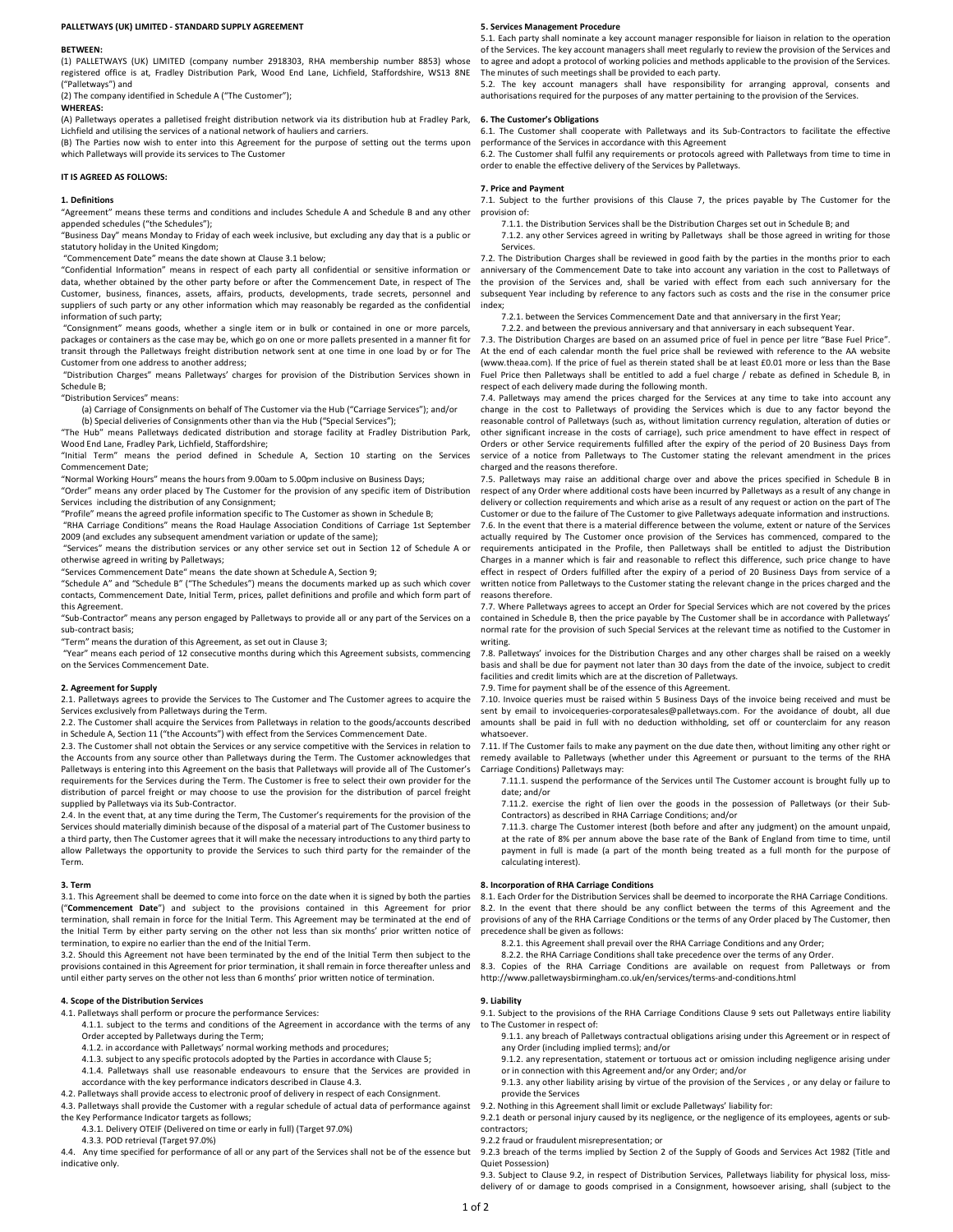**PALLETWAYS (UK) LIMITED - STANDARD SUPPLY AGREEMENT**

**BETWEEN:**

(1) PALLETWAYS (UK) LIMITED (company number 2918303, RHA membership number 8853) whose registered office is at, Fradley Distribution Park, Wood End Lane, Lichfield, Staffordshire, WS13 8NE ("Palletways") and

(2) The company identified in Schedule A ("The Customer");

**WHEREAS:**

(A) Palletways operates a palletised freight distribution network via its distribution hub at Fradley Park, Lichfield and utilising the services of a national network of hauliers and carriers.

(B) The Parties now wish to enter into this Agreement for the purpose of setting out the terms upon which Palletways will provide its services to The Customer

**IT IS AGREED AS FOLLOWS:**

**1. Definitions**

"Agreement" means these terms and conditions and includes Schedule A and Schedule B and any other appended schedules ("the Schedules");

"Business Day" means Monday to Friday of each week inclusive, but excluding any day that is a public or statutory holiday in the United Kingdom;

"Commencement Date" means the date shown at Clause 3.1 below;

"Confidential Information" means in respect of each party all confidential or sensitive information or data, whether obtained by the other party before or after the Commencement Date, in respect of The Customer, business, finances, assets, affairs, products, developments, trade secrets, personnel and suppliers of such party or any other information which may reasonably be regarded as the confidential information of such party;

"Consignment" means goods, whether a single item or in bulk or contained in one or more parcels, packages or containers as the case may be, which go on one or more pallets presented in a manner fit for transit through the Palletways freight distribution network sent at one time in one load by or for The Customer from one address to another address;

"Distribution Charges" means Palletways' charges for provision of the Distribution Services shown in Schedule B;

"Distribution Services" means:

(a) Carriage of Consignments on behalf of The Customer via the Hub ("Carriage Services"); and/or

(b) Special deliveries of Consignments other than via the Hub ("Special Services");

"The Hub" means Palletways dedicated distribution and storage facility at Fradley Distribution Park, Wood End Lane, Fradley Park, Lichfield, Staffordshire;

"Initial Term" means the period defined in Schedule A, Section 10 starting on the Services Commencement Date;

"Normal Working Hours" means the hours from 9.00am to 5.00pm inclusive on Business Days;

"Order" means any order placed by The Customer for the provision of any specific item of Distribution Services including the distribution of any Consignment;

"Profile" means the agreed profile information specific to The Customer as shown in Schedule B;

"RHA Carriage Conditions" means the Road Haulage Association Conditions of Carriage 1st September 2009 (and excludes any subsequent amendment variation or update of the same);

"Services" means the distribution services or any other service set out in Section 12 of Schedule A or otherwise agreed in writing by Palletways;

"Services Commencement Date" means the date shown at Schedule A, Section 9;

"Schedule A" and "Schedule B" ("The Schedules") means the documents marked up as such which cover contacts, Commencement Date, Initial Term, prices, pallet definitions and profile and which form part of this Agreement.

"Sub-Contractor" means any person engaged by Palletways to provide all or any part of the Services on a sub-contract basis;

"Term" means the duration of this Agreement, as set out in Clause 3;

"Year" means each period of 12 consecutive months during which this Agreement subsists, commencing on the Services Commencement Date.

**2. Agreement for Supply**

2.1. Palletways agrees to provide the Services to The Customer and The Customer agrees to acquire the Services exclusively from Palletways during the Term.

2.2. The Customer shall acquire the Services from Palletways in relation to the goods/accounts described in Schedule A, Section 11 ("the Accounts") with effect from the Services Commencement Date.

2.3. The Customer shall not obtain the Services or any service competitive with the Services in relation to the Accounts from any source other than Palletways during the Term. The Customer acknowledges that Palletways is entering into this Agreement on the basis that Palletways will provide all of The Customer's requirements for the Services during the Term. The Customer is free to select their own provider for the distribution of parcel freight or may choose to use the provision for the distribution of parcel freight supplied by Palletways via its Sub-Contractor.

2.4. In the event that, at any time during the Term, The Customer's requirements for the provision of the Services should materially diminish because of the disposal of a material part of The Customer business to a third party, then The Customer agrees that it will make the necessary introductions to any third party to allow Palletways the opportunity to provide the Services to such third party for the remainder of the Term.

**3. Term**

3.1. This Agreement shall be deemed to come into force on the date when it is signed by both the parties ("**Commencement Date**") and subject to the provisions contained in this Agreement for prior termination, shall remain in force for the Initial Term. This Agreement may be terminated at the end of the Initial Term by either party serving on the other not less than six months' prior written notice of termination, to expire no earlier than the end of the Initial Term.

3.2. Should this Agreement not have been terminated by the end of the Initial Term then subject to the provisions contained in this Agreement for prior termination, it shall remain in force thereafter unless and until either party serves on the other not less than 6 months' prior written notice of termination.

**4. Scope of the Distribution Services**

4.1. Palletways shall perform or procure the performance Services:

4.1.1. subject to the terms and conditions of the Agreement in accordance with the terms of any Order accepted by Palletways during the Term;

4.1.2. in accordance with Palletways' normal working methods and procedures;

4.1.3. subject to any specific protocols adopted by the Parties in accordance with Clause 5;

4.1.4. Palletways shall use reasonable endeavours to ensure that the Services are provided in accordance with the key performance indicators described in Clause 4.3.

4.2. Palletways shall provide access to electronic proof of delivery in respect of each Consignment.

4.3. Palletways shall provide the Customer with a regular schedule of actual data of performance against the Key Performance Indicator targets as follows;

4.3.1. Delivery OTEIF (Delivered on time or early in full) (Target 97.0%)

4.3.3. POD retrieval (Target 97.0%)

4.4. Any time specified for performance of all or any part of the Services shall not be of the essence but indicative only.

**5. Services Management Procedure**

5.1. Each party shall nominate a key account manager responsible for liaison in relation to the operation of the Services. The key account managers shall meet regularly to review the provision of the Services and to agree and adopt a protocol of working policies and methods applicable to the provision of the Services. The minutes of such meetings shall be provided to each party.

5.2. The key account managers shall have responsibility for arranging approval, consents and authorisations required for the purposes of any matter pertaining to the provision of the Services.

**6. The Customer's Obligations**

6.1. The Customer shall cooperate with Palletways and its Sub-Contractors to facilitate the effective performance of the Services in accordance with this Agreement

6.2. The Customer shall fulfil any requirements or protocols agreed with Palletways from time to time in order to enable the effective delivery of the Services by Palletways.

**7. Price and Payment**

7.1. Subject to the further provisions of this Clause 7, the prices payable by The Customer for the provision of:

7.1.1. the Distribution Services shall be the Distribution Charges set out in Schedule B; and

7.1.2. any other Services agreed in writing by Palletways shall be those agreed in writing for those Services.

7.2. The Distribution Charges shall be reviewed in good faith by the parties in the months prior to each anniversary of the Commencement Date to take into account any variation in the cost to Palletways of the provision of the Services and, shall be varied with effect from each such anniversary for the subsequent Year including by reference to any factors such as costs and the rise in the consumer price index;

7.2.1. between the Services Commencement Date and that anniversary in the first Year;

7.2.2. and between the previous anniversary and that anniversary in each subsequent Year.

7.3. The Distribution Charges are based on an assumed price of fuel in pence per litre "Base Fuel Price". At the end of each calendar month the fuel price shall be reviewed with reference to the AA website (www.theaa.com). If the price of fuel as therein stated shall be at least £0.01 more or less than the Base Fuel Price then Palletways shall be entitled to add a fuel charge / rebate as defined in Schedule B, in respect of each delivery made during the following month.

7.4. Palletways may amend the prices charged for the Services at any time to take into account any change in the cost to Palletways of providing the Services which is due to any factor beyond the reasonable control of Palletways (such as, without limitation currency regulation, alteration of duties or other significant increase in the costs of carriage), such price amendment to have effect in respect of Orders or other Service requirements fulfilled after the expiry of the period of 20 Business Days from service of a notice from Palletways to The Customer stating the relevant amendment in the prices charged and the reasons therefore.

7.5. Palletways may raise an additional charge over and above the prices specified in Schedule B in respect of any Order where additional costs have been incurred by Palletways as a result of any change in delivery or collection requirements and which arise as a result of any request or action on the part of The Customer or due to the failure of The Customer to give Palletways adequate information and instructions.

7.6. In the event that there is a material difference between the volume, extent or nature of the Services actually required by The Customer once provision of the Services has commenced, compared to the requirements anticipated in the Profile, then Palletways shall be entitled to adjust the Distribution Charges in a manner which is fair and reasonable to reflect this difference, such price change to have effect in respect of Orders fulfilled after the expiry of a period of 20 Business Days from service of a written notice from Palletways to the Customer stating the relevant change in the prices charged and the reasons therefore.

7.7. Where Palletways agrees to accept an Order for Special Services which are not covered by the prices contained in Schedule B, then the price payable by The Customer shall be in accordance with Palletways' normal rate for the provision of such Special Services at the relevant time as notified to the Customer in writing.

7.8. Palletways' invoices for the Distribution Charges and any other charges shall be raised on a weekly basis and shall be due for payment not later than 30 days from the date of the invoice, subject to credit facilities and credit limits which are at the discretion of Palletways.

7.9. Time for payment shall be of the essence of this Agreement.

7.10. Invoice queries must be raised within 5 Business Days of the invoice being received and must be sent by email to invoicequeries-corporatesales@palletways.com. For the avoidance of doubt, all due amounts shall be paid in full with no deduction withholding, set off or counterclaim for any reason whatsoever.

7.11. If The Customer fails to make any payment on the due date then, without limiting any other right or remedy available to Palletways (whether under this Agreement or pursuant to the terms of the RHA Carriage Conditions) Palletways may:

7.11.1. suspend the performance of the Services until The Customer account is brought fully up to date; and/or

7.11.2. exercise the right of lien over the goods in the possession of Palletways (or their Sub-Contractors) as described in RHA Carriage Conditions; and/or

7.11.3. charge The Customer interest (both before and after any judgment) on the amount unpaid, at the rate of 8% per annum above the base rate of the Bank of England from time to time, until payment in full is made (a part of the month being treated as a full month for the purpose of calculating interest).

**8. Incorporation of RHA Carriage Conditions**

8.1. Each Order for the Distribution Services shall be deemed to incorporate the RHA Carriage Conditions.

8.2. In the event that there should be any conflict between the terms of this Agreement and the provisions of any of the RHA Carriage Conditions or the terms of any Order placed by The Customer, then precedence shall be given as follows:

8.2.1. this Agreement shall prevail over the RHA Carriage Conditions and any Order;

8.2.2. the RHA Carriage Conditions shall take precedence over the terms of any Order.

8.3. Copies of the RHA Carriage Conditions are available on request from Palletways or from http://www.palletwaysbirmingham.co.uk/en/services/terms-and-conditions.html

**9. Liability**

9.1. Subject to the provisions of the RHA Carriage Conditions Clause 9 sets out Palletways entire liability to The Customer in respect of:

9.1.1. any breach of Palletways contractual obligations arising under this Agreement or in respect of any Order (including implied terms); and/or

9.1.2. any representation, statement or tortuous act or omission including negligence arising under or in connection with this Agreement and/or any Order; and/or

9.1.3. any other liability arising by virtue of the provision of the Services , or any delay or failure to provide the Services

9.2. Nothing in this Agreement shall limit or exclude Palletways' liability for:

9.2.1 death or personal injury caused by its negligence, or the negligence of its employees, agents or sub-contractors;

9.2.2 fraud or fraudulent misrepresentation; or

9.2.3 breach of the terms implied by Section 2 of the Supply of Goods and Services Act 1982 (Title and Quiet Possession)

9.3. Subject to Clause 9.2, in respect of Distribution Services, Palletways liability for physical loss, miss-delivery of or damage to goods comprised in a Consignment, howsoever arising, shall (subject to the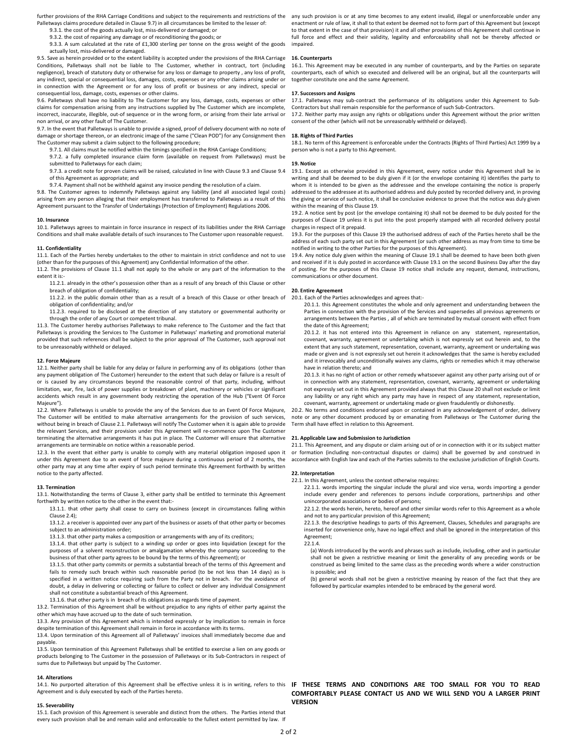further provisions of the RHA Carriage Conditions and subject to the requirements and restrictions of the Palletways claims procedure detailed in Clause 9.7) in all circumstances be limited to the lesser of:

9.3.1. the cost of the goods actually lost, miss-delivered or damaged;

9.3.2. the cost of repairing any damage or of reconditioning the goods; or

9.3.3. A sum calculated at the rate of £1,300 sterling per tonne on the gross weight of the goods actually lost, miss-delivered or damaged.

9.5. Save as herein provided or to the extent liability is accepted under the provisions of the RHA Carriage Conditions, Palletways shall not be liable to The Customer, whether in contract, tort (including negligence), breach of statutory duty or otherwise for any loss or damage to property , any loss of profit, any indirect, special or consequential loss, damages, costs, expenses or any other claims arising under or in connection with the Agreement or for any loss of profit or business or any indirect, special or consequential loss, damage, costs, expenses or other claims.

9.6. Palletways shall have no liability to The Customer for any loss, damage, costs, expenses or other claims for compensation arising from any instructions supplied by The Customer which are incomplete, incorrect, inaccurate, illegible, out-of sequence or in the wrong form, or arising from their late arrival or non arrival, or any other fault of The Customer.

9.7. In the event that Palletways is unable to provide a signed, proof of delivery document with no note of damage or shortage thereon, or an electronic image of the same ("Clean POD") for any Consignment then The Customer may submit a claim subject to the following procedure;

9.7.1. All claims must be notified within the timings specified in the RHA Carriage Conditions;

9.7.2. a fully completed insurance claim form (available on request from Palletways) must be submitted to Palletways for each claim;

9.7.3. a credit note for proven claims will be raised, calculated in line with Clause 9.3 and Clause 9.4 of this Agreement as appropriate; and

9.7.4. Payment shall not be withheld against any invoice pending the resolution of a claim.

9.8. The Customer agrees to indemnify Palletways against any liability (and all associated legal costs) arising from any person alleging that their employment has transferred to Palletways as a result of this Agreement pursuant to the Transfer of Undertakings (Protection of Employment) Regulations 2006.

**10. Insurance**

10.1. Palletways agrees to maintain in force insurance in respect of its liabilities under the RHA Carriage Conditions and shall make available details of such insurances to The Customer upon reasonable request.

**11. Confidentiality**

11.1. Each of the Parties hereby undertakes to the other to maintain in strict confidence and not to use (other than for the purposes of this Agreement) any Confidential Information of the other.

11.2. The provisions of Clause 11.1 shall not apply to the whole or any part of the information to the extent it is:-

11.2.1. already in the other's possession other than as a result of any breach of this Clause or other breach of obligation of confidentiality;

11.2.2. in the public domain other than as a result of a breach of this Clause or other breach of obligation of confidentiality; and/or

11.2.3. required to be disclosed at the direction of any statutory or governmental authority or through the order of any Court or competent tribunal.

11.3. The Customer hereby authorises Palletways to make reference to The Customer and the fact that Palletways is providing the Services to The Customer in Palletways' marketing and promotional material provided that such references shall be subject to the prior approval of The Customer, such approval not to be unreasonably withheld or delayed.

**12. Force Majeure**

12.1. Neither party shall be liable for any delay or failure in performing any of its obligations (other than any payment obligation of The Customer) hereunder to the extent that such delay or failure is a result of or is caused by any circumstances beyond the reasonable control of that party, including, without limitation, war, fire, lack of power supplies or breakdown of plant, machinery or vehicles or significant accidents which result in any government body restricting the operation of the Hub ("Event Of Force Majeure").

12.2. Where Palletways is unable to provide the any of the Services due to an Event Of Force Majeure, The Customer will be entitled to make alternative arrangements for the provision of such services, without being in breach of Clause 2.1. Palletways will notify The Customer when it is again able to provide the relevant Services, and their provision under this Agreement will re-commence upon The Customer terminating the alternative arrangements it has put in place. The Customer will ensure that alternative arrangements are terminable on notice within a reasonable period.

12.3. In the event that either party is unable to comply with any material obligation imposed upon it under this Agreement due to an event of force majeure during a continuous period of 2 months, the other party may at any time after expiry of such period terminate this Agreement forthwith by written notice to the party affected.

**13. Termination**

13.1. Notwithstanding the terms of Clause 3, either party shall be entitled to terminate this Agreement forthwith by written notice to the other in the event that:-

13.1.1. that other party shall cease to carry on business (except in circumstances falling within Clause 2.4);

13.1.2. a receiver is appointed over any part of the business or assets of that other party or becomes subject to an administration order;

13.1.3. that other party makes a composition or arrangements with any of its creditors;

13.1.4. that other party is subject to a winding up order or goes into liquidation (except for the purposes of a solvent reconstruction or amalgamation whereby the company succeeding to the business of that other party agrees to be bound by the terms of this Agreement); or

13.1.5. that other party commits or permits a substantial breach of the terms of this Agreement and fails to remedy such breach within such reasonable period (to be not less than 14 days) as is specified in a written notice requiring such from the Party not in breach. For the avoidance of doubt, a delay in delivering or collecting or failure to collect or deliver any individual Consignment shall not constitute a substantial breach of this Agreement.

13.1.6. that other party is in breach of its obligations as regards time of payment.

13.2. Termination of this Agreement shall be without prejudice to any rights of either party against the other which may have accrued up to the date of such termination.

13.3. Any provision of this Agreement which is intended expressly or by implication to remain in force despite termination of this Agreement shall remain in force in accordance with its terms.

13.4. Upon termination of this Agreement all of Palletways' invoices shall immediately become due and payable.

13.5. Upon termination of this Agreement Palletways shall be entitled to exercise a lien on any goods or products belonging to The Customer in the possession of Palletways or its Sub-Contractors in respect of sums due to Palletways but unpaid by The Customer.

**14. Alterations**

14.1. No purported alteration of this Agreement shall be effective unless it is in writing, refers to this Agreement and is duly executed by each of the Parties hereto.

**15. Severability**

15.1. Each provision of this Agreement is severable and distinct from the others. The Parties intend that every such provision shall be and remain valid and enforceable to the fullest extent permitted by law. If any such provision is or at any time becomes to any extent invalid, illegal or unenforceable under any enactment or rule of law, it shall to that extent be deemed not to form part of this Agreement but (except to that extent in the case of that provision) it and all other provisions of this Agreement shall continue in full force and effect and their validity, legality and enforceability shall not be thereby affected or impaired.

**16. Counterparts**

16.1. This Agreement may be executed in any number of counterparts, and by the Parties on separate counterparts, each of which so executed and delivered will be an original, but all the counterparts will together constitute one and the same Agreement.

**17. Successors and Assigns**

17.1. Palletways may sub-contract the performance of its obligations under this Agreement to Sub-Contractors but shall remain responsible for the performance of such Sub-Contractors.

17.2. Neither party may assign any rights or obligations under this Agreement without the prior written consent of the other (which will not be unreasonably withheld or delayed).

**18. Rights of Third Parties**

18.1. No term of this Agreement is enforceable under the Contracts (Rights of Third Parties) Act 1999 by a person who is not a party to this Agreement.

**19. Notice**

19.1. Except as otherwise provided in this Agreement, every notice under this Agreement shall be in writing and shall be deemed to be duly given if it (or the envelope containing it) identifies the party to whom it is intended to be given as the addressee and the envelope containing the notice is properly addressed to the addressee at its authorised address and duly posted by recorded delivery and, in proving the giving or service of such notice, it shall be conclusive evidence to prove that the notice was duly given within the meaning of this Clause 19.

19.2. A notice sent by post (or the envelope containing it) shall not be deemed to be duly posted for the purposes of Clause 19 unless it is put into the post properly stamped with all recorded delivery postal charges in respect of it prepaid.

19.3. For the purposes of this Clause 19 the authorised address of each of the Parties hereto shall be the address of each such party set out in this Agreement (or such other address as may from time to time be notified in writing to the other Parties for the purposes of this Agreement).

19.4. Any notice duly given within the meaning of Clause 19.1 shall be deemed to have been both given and received if it is duly posted in accordance with Clause 19.1 on the second Business Day after the day of posting. For the purposes of this Clause 19 notice shall include any request, demand, instructions, communications or other document.

**20. Entire Agreement**

20.1. Each of the Parties acknowledges and agrees that:-

20.1.1. this Agreement constitutes the whole and only agreement and understanding between the Parties in connection with the provision of the Services and supersedes all previous agreements or arrangements between the Parties , all of which are terminated by mutual consent with effect from the date of this Agreement;

20.1.2. it has not entered into this Agreement in reliance on any statement, representation, covenant, warranty, agreement or undertaking which is not expressly set out herein and, to the extent that any such statement, representation, covenant, warranty, agreement or undertaking was made or given and is not expressly set out herein it acknowledges that the same is hereby excluded and it irrevocably and unconditionally waives any claims, rights or remedies which it may otherwise have in relation thereto; and

20.1.3. it has no right of action or other remedy whatsoever against any other party arising out of or in connection with any statement, representation, covenant, warranty, agreement or undertaking not expressly set out in this Agreement provided always that this Clause 20 shall not exclude or limit any liability or any right which any party may have in respect of any statement, representation, covenant, warranty, agreement or undertaking made or given fraudulently or dishonestly.

20.2. No terms and conditions endorsed upon or contained in any acknowledgement of order, delivery note or any other document produced by or emanating from Palletways or The Customer during the Term shall have effect in relation to this Agreement.

**21. Applicable Law and Submission to Jurisdiction**

21.1. This Agreement, and any dispute or claim arising out of or in connection with it or its subject matter or formation (including non-contractual disputes or claims) shall be governed by and construed in accordance with English law and each of the Parties submits to the exclusive jurisdiction of English Courts.

**22. Interpretation**

22.1. In this Agreement, unless the context otherwise requires:

22.1.1. words importing the singular include the plural and vice versa, words importing a gender include every gender and references to persons include corporations, partnerships and other unincorporated associations or bodies of persons;

22.1.2. the words herein, hereto, hereof and other similar words refer to this Agreement as a whole and not to any particular provision of this Agreement;

22.1.3. the descriptive headings to parts of this Agreement, Clauses, Schedules and paragraphs are inserted for convenience only, have no legal effect and shall be ignored in the interpretation of this Agreement;

22.1.4.

(a) Words introduced by the words and phrases such as include, including, other and in particular shall not be given a restrictive meaning or limit the generality of any preceding words or be construed as being limited to the same class as the preceding words where a wider construction is possible; and

(b) general words shall not be given a restrictive meaning by reason of the fact that they are followed by particular examples intended to be embraced by the general word.

**IF THESE TERMS AND CONDITIONS ARE TOO SMALL FOR YOU TO READ COMFORTABLY PLEASE CONTACT US AND WE WILL SEND YOU A LARGER PRINT VERSION**